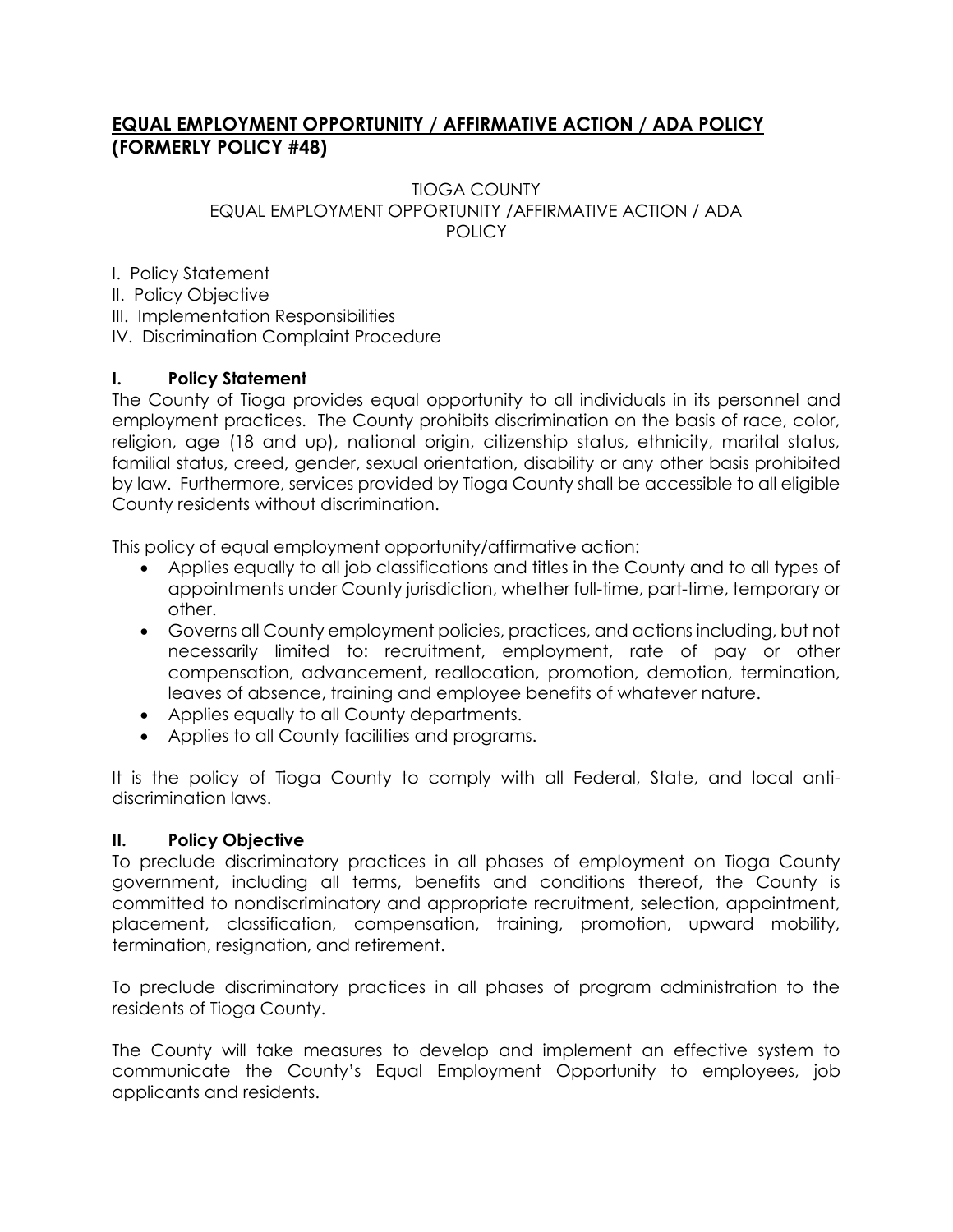# EQUAL EMPLOYMENT OPPORTUNITY / AFFIRMATIVE ACTION / ADA POLICY (FORMERLY POLICY #48)

TIOGA COUNTY
EQUAL EMPLOYMENT OPPORTUNITY /AFFIRMATIVE ACTION / ADA
POLICY

I. Policy Statement
II. Policy Objective
III. Implementation Responsibilities
IV. Discrimination Complaint Procedure

## I. Policy Statement

The County of Tioga provides equal opportunity to all individuals in its personnel and employment practices. The County prohibits discrimination on the basis of race, color, religion, age (18 and up), national origin, citizenship status, ethnicity, marital status, familial status, creed, gender, sexual orientation, disability or any other basis prohibited by law. Furthermore, services provided by Tioga County shall be accessible to all eligible County residents without discrimination.

This policy of equal employment opportunity/affirmative action:

- Applies equally to all job classifications and titles in the County and to all types of appointments under County jurisdiction, whether full-time, part-time, temporary or other.
- Governs all County employment policies, practices, and actions including, but not necessarily limited to: recruitment, employment, rate of pay or other compensation, advancement, reallocation, promotion, demotion, termination, leaves of absence, training and employee benefits of whatever nature.
- Applies equally to all County departments.
- Applies to all County facilities and programs.

It is the policy of Tioga County to comply with all Federal, State, and local anti-discrimination laws.

## II. Policy Objective

To preclude discriminatory practices in all phases of employment on Tioga County government, including all terms, benefits and conditions thereof, the County is committed to nondiscriminatory and appropriate recruitment, selection, appointment, placement, classification, compensation, training, promotion, upward mobility, termination, resignation, and retirement.

To preclude discriminatory practices in all phases of program administration to the residents of Tioga County.

The County will take measures to develop and implement an effective system to communicate the County's Equal Employment Opportunity to employees, job applicants and residents.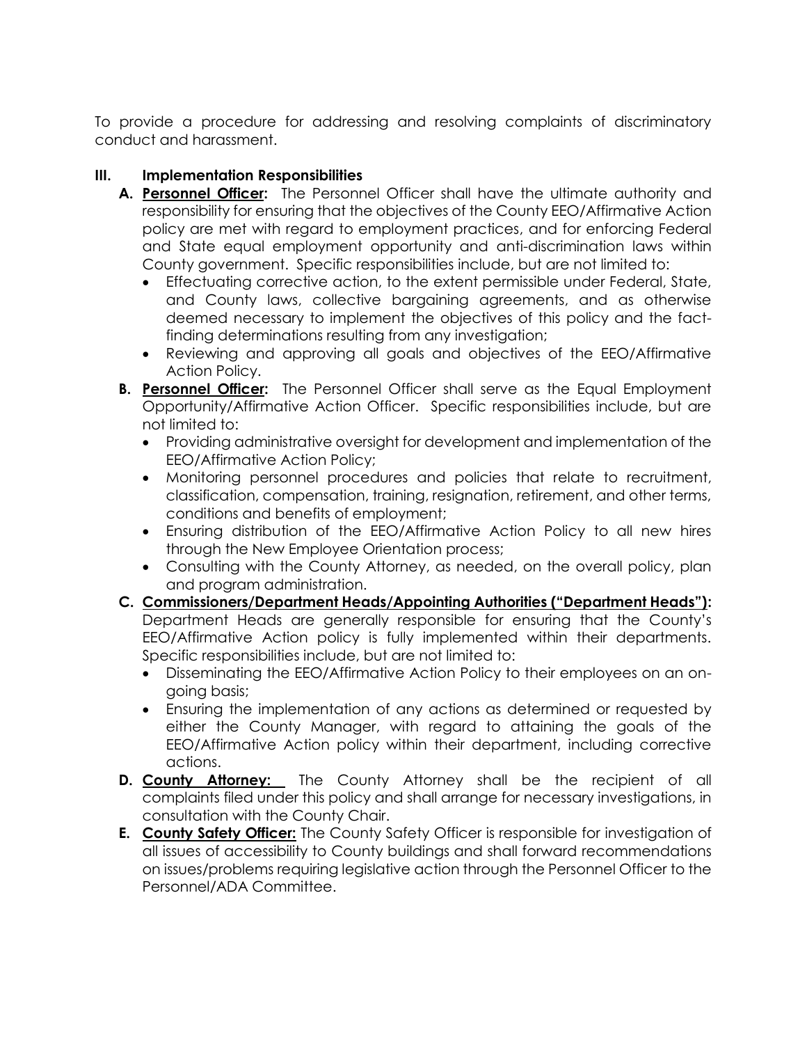To provide a procedure for addressing and resolving complaints of discriminatory conduct and harassment.

### III. Implementation Responsibilities

**A. Personnel Officer:** The Personnel Officer shall have the ultimate authority and responsibility for ensuring that the objectives of the County EEO/Affirmative Action policy are met with regard to employment practices, and for enforcing Federal and State equal employment opportunity and anti-discrimination laws within County government. Specific responsibilities include, but are not limited to:

- Effectuating corrective action, to the extent permissible under Federal, State, and County laws, collective bargaining agreements, and as otherwise deemed necessary to implement the objectives of this policy and the fact-finding determinations resulting from any investigation;
- Reviewing and approving all goals and objectives of the EEO/Affirmative Action Policy.

**B. Personnel Officer:** The Personnel Officer shall serve as the Equal Employment Opportunity/Affirmative Action Officer. Specific responsibilities include, but are not limited to:

- Providing administrative oversight for development and implementation of the EEO/Affirmative Action Policy;
- Monitoring personnel procedures and policies that relate to recruitment, classification, compensation, training, resignation, retirement, and other terms, conditions and benefits of employment;
- Ensuring distribution of the EEO/Affirmative Action Policy to all new hires through the New Employee Orientation process;
- Consulting with the County Attorney, as needed, on the overall policy, plan and program administration.

**C. Commissioners/Department Heads/Appointing Authorities ("Department Heads"):** Department Heads are generally responsible for ensuring that the County's EEO/Affirmative Action policy is fully implemented within their departments. Specific responsibilities include, but are not limited to:

- Disseminating the EEO/Affirmative Action Policy to their employees on an on-going basis;
- Ensuring the implementation of any actions as determined or requested by either the County Manager, with regard to attaining the goals of the EEO/Affirmative Action policy within their department, including corrective actions.

**D. County Attorney:** The County Attorney shall be the recipient of all complaints filed under this policy and shall arrange for necessary investigations, in consultation with the County Chair.

**E. County Safety Officer:** The County Safety Officer is responsible for investigation of all issues of accessibility to County buildings and shall forward recommendations on issues/problems requiring legislative action through the Personnel Officer to the Personnel/ADA Committee.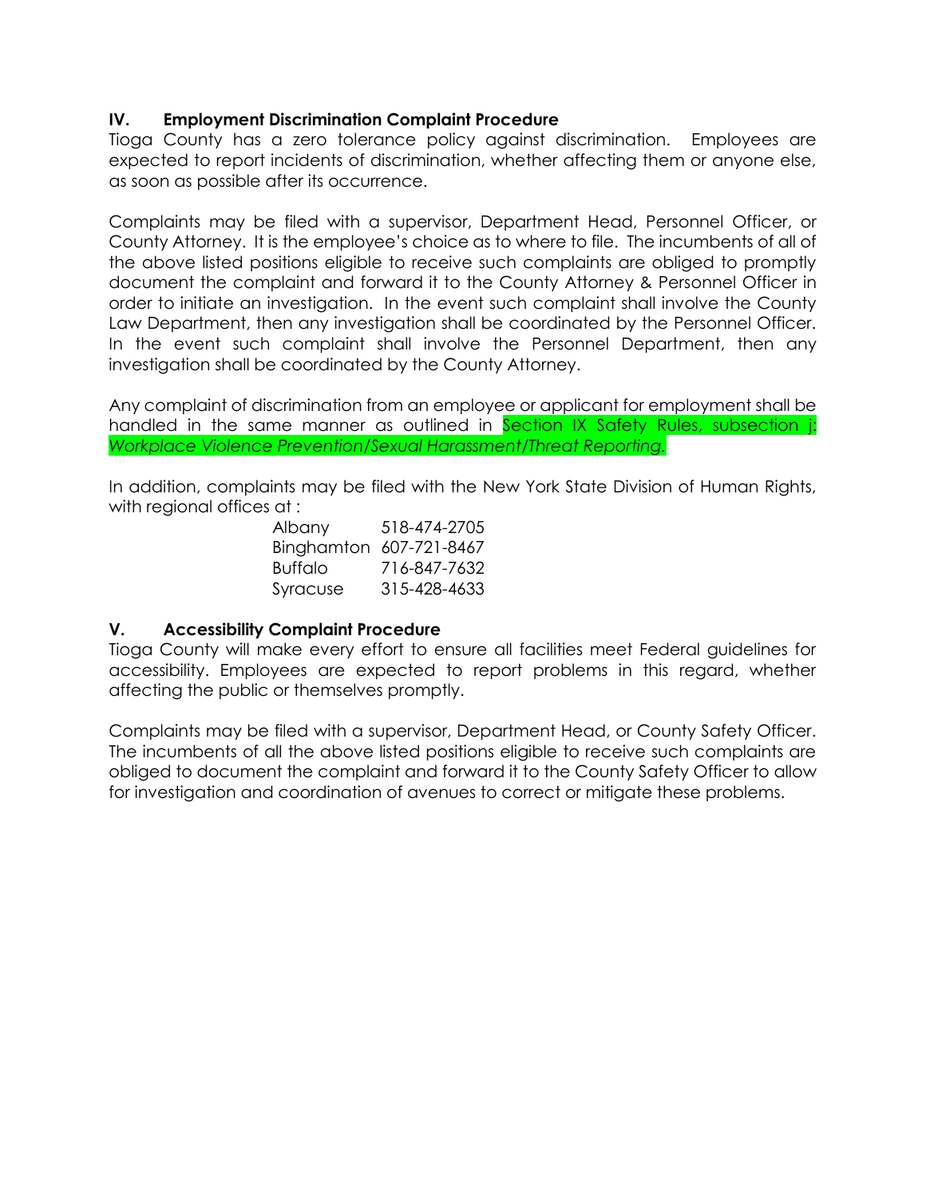## IV. Employment Discrimination Complaint Procedure

Tioga County has a zero tolerance policy against discrimination. Employees are expected to report incidents of discrimination, whether affecting them or anyone else, as soon as possible after its occurrence.

Complaints may be filed with a supervisor, Department Head, Personnel Officer, or County Attorney. It is the employee's choice as to where to file. The incumbents of all of the above listed positions eligible to receive such complaints are obliged to promptly document the complaint and forward it to the County Attorney & Personnel Officer in order to initiate an investigation. In the event such complaint shall involve the County Law Department, then any investigation shall be coordinated by the Personnel Officer. In the event such complaint shall involve the Personnel Department, then any investigation shall be coordinated by the County Attorney.

Any complaint of discrimination from an employee or applicant for employment shall be handled in the same manner as outlined in Section IX Safety Rules, subsection j: *Workplace Violence Prevention/Sexual Harassment/Threat Reporting.*

In addition, complaints may be filed with the New York State Division of Human Rights, with regional offices at :

| | |
|---|---|
| Albany | 518-474-2705 |
| Binghamton | 607-721-8467 |
| Buffalo | 716-847-7632 |
| Syracuse | 315-428-4633 |

## V. Accessibility Complaint Procedure

Tioga County will make every effort to ensure all facilities meet Federal guidelines for accessibility. Employees are expected to report problems in this regard, whether affecting the public or themselves promptly.

Complaints may be filed with a supervisor, Department Head, or County Safety Officer. The incumbents of all the above listed positions eligible to receive such complaints are obliged to document the complaint and forward it to the County Safety Officer to allow for investigation and coordination of avenues to correct or mitigate these problems.